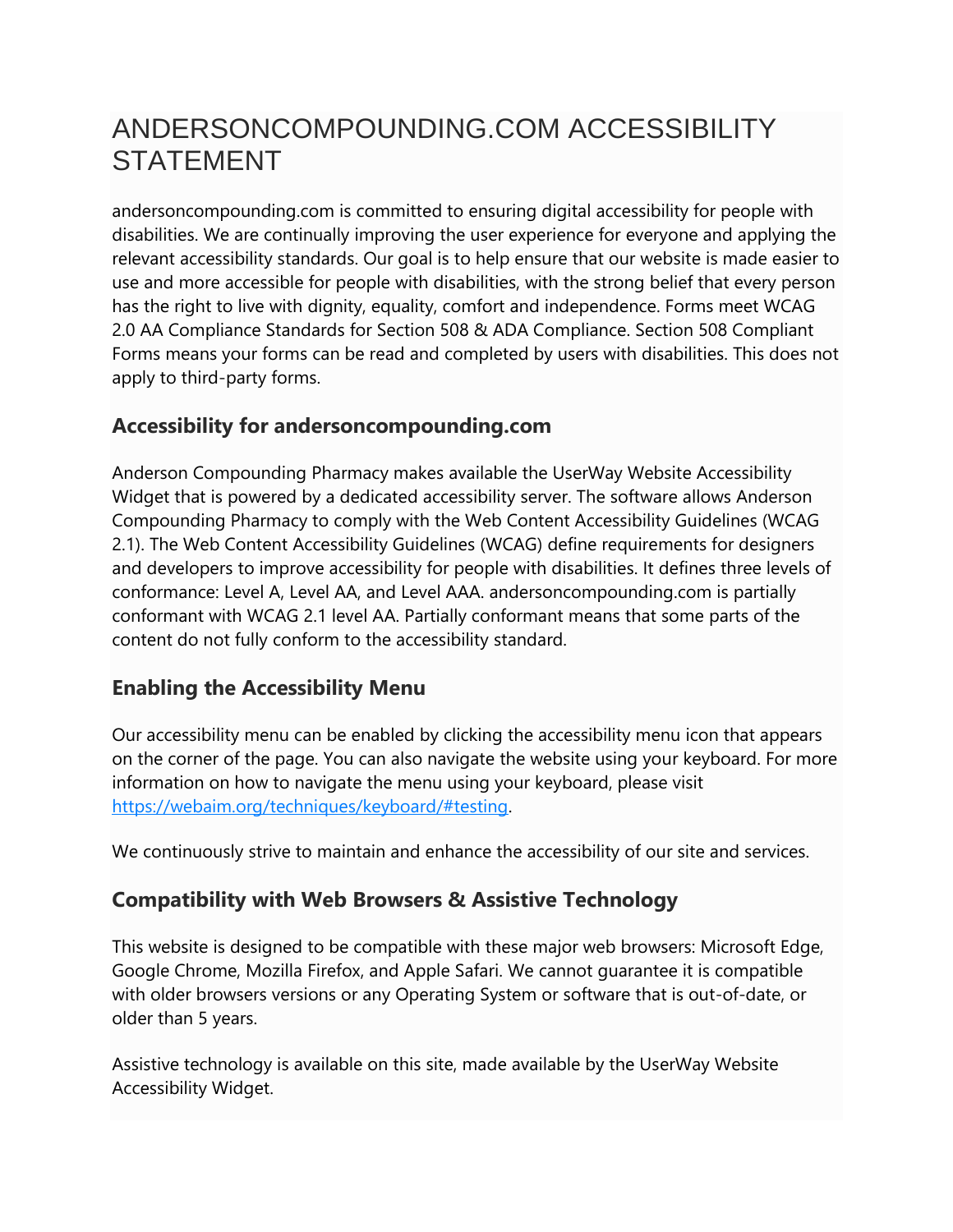# ANDERSONCOMPOUNDING.COM ACCESSIBILITY STATEMENT

andersoncompounding.com is committed to ensuring digital accessibility for people with disabilities. We are continually improving the user experience for everyone and applying the relevant accessibility standards. Our goal is to help ensure that our website is made easier to use and more accessible for people with disabilities, with the strong belief that every person has the right to live with dignity, equality, comfort and independence. Forms meet WCAG 2.0 AA Compliance Standards for Section 508 & ADA Compliance. Section 508 Compliant Forms means your forms can be read and completed by users with disabilities. This does not apply to third-party forms.

## Accessibility for andersoncompounding.com

Anderson Compounding Pharmacy makes available the UserWay Website Accessibility Widget that is powered by a dedicated accessibility server. The software allows Anderson Compounding Pharmacy to comply with the Web Content Accessibility Guidelines (WCAG 2.1). The Web Content Accessibility Guidelines (WCAG) define requirements for designers and developers to improve accessibility for people with disabilities. It defines three levels of conformance: Level A, Level AA, and Level AAA. andersoncompounding.com is partially conformant with WCAG 2.1 level AA. Partially conformant means that some parts of the content do not fully conform to the accessibility standard.

## Enabling the Accessibility Menu

Our accessibility menu can be enabled by clicking the accessibility menu icon that appears on the corner of the page. You can also navigate the website using your keyboard. For more information on how to navigate the menu using your keyboard, please visit [https://webaim.org/techniques/keyboard/#testing](https://webaim.org/techniques/keyboard/#testing).

We continuously strive to maintain and enhance the accessibility of our site and services.

## Compatibility with Web Browsers & Assistive Technology

This website is designed to be compatible with these major web browsers: Microsoft Edge, Google Chrome, Mozilla Firefox, and Apple Safari. We cannot guarantee it is compatible with older browsers versions or any Operating System or software that is out-of-date, or older than 5 years.

Assistive technology is available on this site, made available by the UserWay Website Accessibility Widget.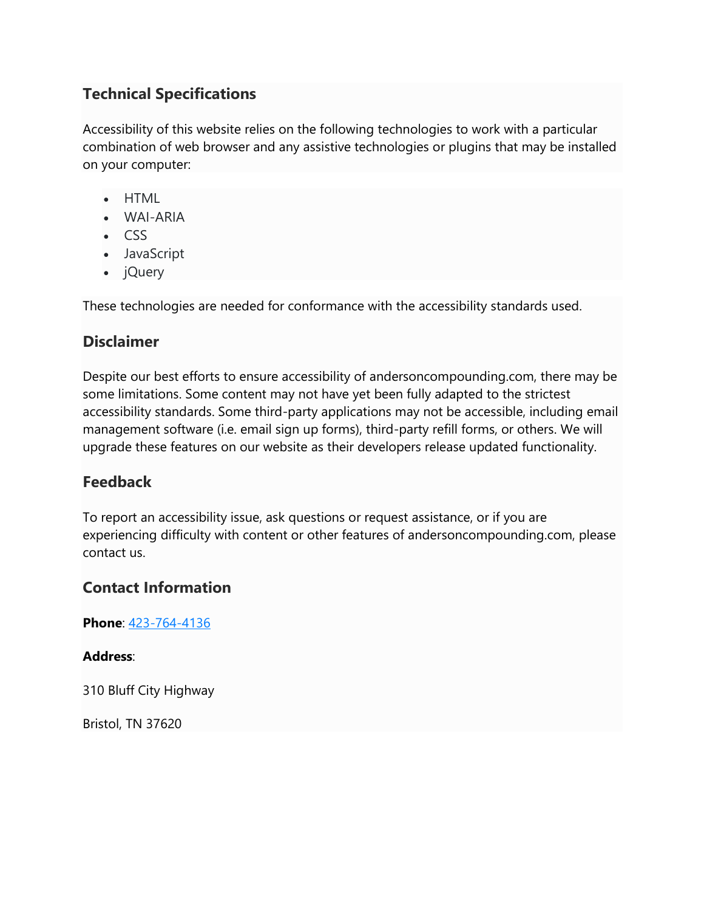## Technical Specifications

Accessibility of this website relies on the following technologies to work with a particular combination of web browser and any assistive technologies or plugins that may be installed on your computer:

- HTML
- WAI-ARIA
- CSS
- JavaScript
- jQuery

These technologies are needed for conformance with the accessibility standards used.

## Disclaimer

Despite our best efforts to ensure accessibility of andersoncompounding.com, there may be some limitations. Some content may not have yet been fully adapted to the strictest accessibility standards. Some third-party applications may not be accessible, including email management software (i.e. email sign up forms), third-party refill forms, or others. We will upgrade these features on our website as their developers release updated functionality.

## Feedback

To report an accessibility issue, ask questions or request assistance, or if you are experiencing difficulty with content or other features of andersoncompounding.com, please contact us.

## Contact Information

**Phone**: 423-764-4136

**Address**:

310 Bluff City Highway

Bristol, TN 37620